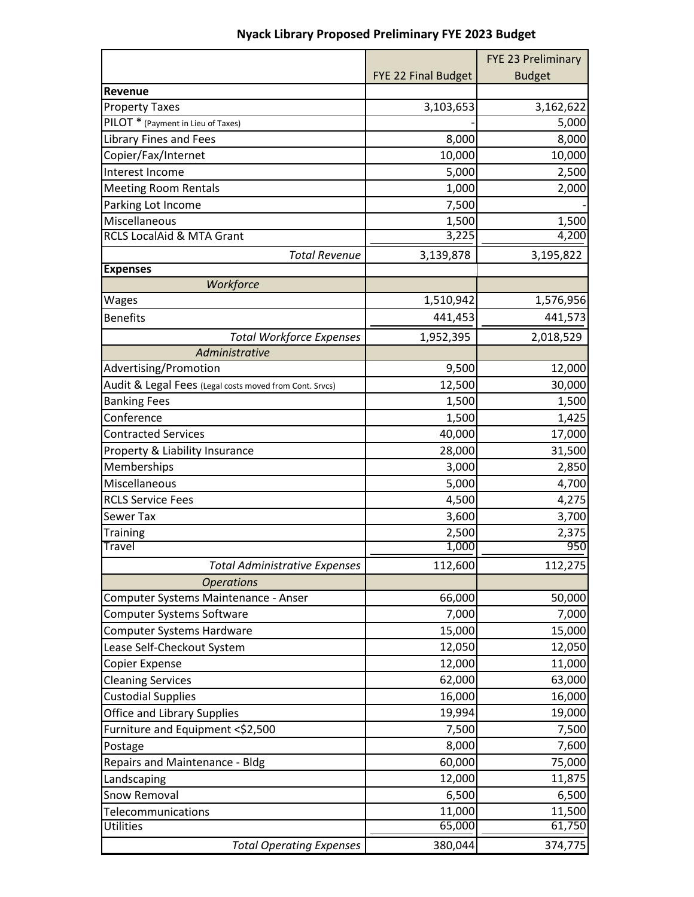# Nyack Library Proposed Preliminary FYE 2023 Budget

| | FYE 22 Final Budget | FYE 23 Preliminary Budget |
|---|---|---|
| **Revenue** | | |
| Property Taxes | 3,103,653 | 3,162,622 |
| PILOT * (Payment in Lieu of Taxes) | - | 5,000 |
| Library Fines and Fees | 8,000 | 8,000 |
| Copier/Fax/Internet | 10,000 | 10,000 |
| Interest Income | 5,000 | 2,500 |
| Meeting Room Rentals | 1,000 | 2,000 |
| Parking Lot Income | 7,500 | - |
| Miscellaneous | 1,500 | 1,500 |
| RCLS LocalAid & MTA Grant | 3,225 | 4,200 |
| *Total Revenue* | 3,139,878 | 3,195,822 |
| **Expenses** | | |
| *Workforce* | | |
| Wages | 1,510,942 | 1,576,956 |
| Benefits | 441,453 | 441,573 |
| *Total Workforce Expenses* | 1,952,395 | 2,018,529 |
| *Administrative* | | |
| Advertising/Promotion | 9,500 | 12,000 |
| Audit & Legal Fees (Legal costs moved from Cont. Srvcs) | 12,500 | 30,000 |
| Banking Fees | 1,500 | 1,500 |
| Conference | 1,500 | 1,425 |
| Contracted Services | 40,000 | 17,000 |
| Property & Liability Insurance | 28,000 | 31,500 |
| Memberships | 3,000 | 2,850 |
| Miscellaneous | 5,000 | 4,700 |
| RCLS Service Fees | 4,500 | 4,275 |
| Sewer Tax | 3,600 | 3,700 |
| Training | 2,500 | 2,375 |
| Travel | 1,000 | 950 |
| *Total Administrative Expenses* | 112,600 | 112,275 |
| *Operations* | | |
| Computer Systems Maintenance - Anser | 66,000 | 50,000 |
| Computer Systems Software | 7,000 | 7,000 |
| Computer Systems Hardware | 15,000 | 15,000 |
| Lease Self-Checkout System | 12,050 | 12,050 |
| Copier Expense | 12,000 | 11,000 |
| Cleaning Services | 62,000 | 63,000 |
| Custodial Supplies | 16,000 | 16,000 |
| Office and Library Supplies | 19,994 | 19,000 |
| Furniture and Equipment <$2,500 | 7,500 | 7,500 |
| Postage | 8,000 | 7,600 |
| Repairs and Maintenance - Bldg | 60,000 | 75,000 |
| Landscaping | 12,000 | 11,875 |
| Snow Removal | 6,500 | 6,500 |
| Telecommunications | 11,000 | 11,500 |
| Utilities | 65,000 | 61,750 |
| *Total Operating Expenses* | 380,044 | 374,775 |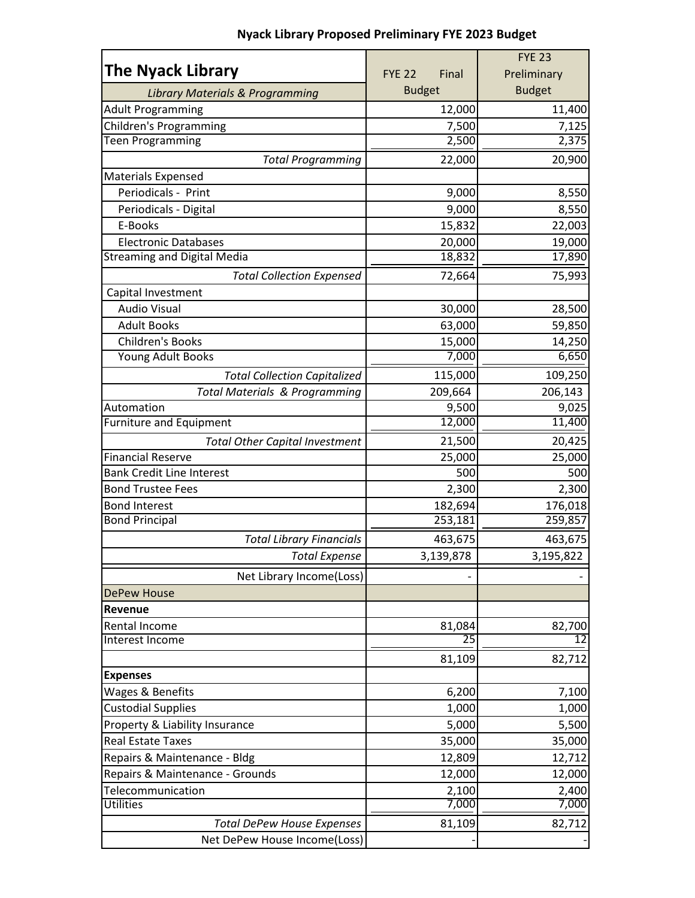## Nyack Library Proposed Preliminary FYE 2023 Budget

| The Nyack Library | FYE 22 Final Budget | FYE 23 Preliminary Budget |
|---|---|---|
| *Library Materials & Programming* | | |
| Adult Programming | 12,000 | 11,400 |
| Children's Programming | 7,500 | 7,125 |
| Teen Programming | 2,500 | 2,375 |
| *Total Programming* | 22,000 | 20,900 |
| Materials Expensed | | |
| Periodicals - Print | 9,000 | 8,550 |
| Periodicals - Digital | 9,000 | 8,550 |
| E-Books | 15,832 | 22,003 |
| Electronic Databases | 20,000 | 19,000 |
| Streaming and Digital Media | 18,832 | 17,890 |
| *Total Collection Expensed* | 72,664 | 75,993 |
| Capital Investment | | |
| Audio Visual | 30,000 | 28,500 |
| Adult Books | 63,000 | 59,850 |
| Children's Books | 15,000 | 14,250 |
| Young Adult Books | 7,000 | 6,650 |
| *Total Collection Capitalized* | 115,000 | 109,250 |
| *Total Materials & Programming* | 209,664 | 206,143 |
| Automation | 9,500 | 9,025 |
| Furniture and Equipment | 12,000 | 11,400 |
| *Total Other Capital Investment* | 21,500 | 20,425 |
| Financial Reserve | 25,000 | 25,000 |
| Bank Credit Line Interest | 500 | 500 |
| Bond Trustee Fees | 2,300 | 2,300 |
| Bond Interest | 182,694 | 176,018 |
| Bond Principal | 253,181 | 259,857 |
| *Total Library Financials* | 463,675 | 463,675 |
| *Total Expense* | 3,139,878 | 3,195,822 |
| Net Library Income(Loss) | - | - |
| DePew House | | |
| **Revenue** | | |
| Rental Income | 81,084 | 82,700 |
| Interest Income | 25 | 12 |
| | 81,109 | 82,712 |
| **Expenses** | | |
| Wages & Benefits | 6,200 | 7,100 |
| Custodial Supplies | 1,000 | 1,000 |
| Property & Liability Insurance | 5,000 | 5,500 |
| Real Estate Taxes | 35,000 | 35,000 |
| Repairs & Maintenance - Bldg | 12,809 | 12,712 |
| Repairs & Maintenance - Grounds | 12,000 | 12,000 |
| Telecommunication | 2,100 | 2,400 |
| Utilities | 7,000 | 7,000 |
| *Total DePew House Expenses* | 81,109 | 82,712 |
| Net DePew House Income(Loss) | - | - |